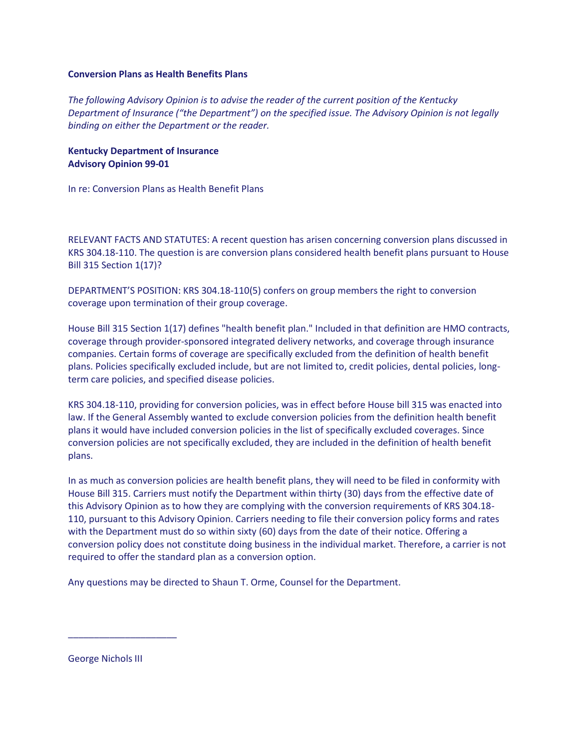**Conversion Plans as Health Benefits Plans**

*The following Advisory Opinion is to advise the reader of the current position of the Kentucky Department of Insurance ("the Department") on the specified issue. The Advisory Opinion is not legally binding on either the Department or the reader.*

**Kentucky Department of Insurance**
**Advisory Opinion 99-01**

In re: Conversion Plans as Health Benefit Plans

RELEVANT FACTS AND STATUTES: A recent question has arisen concerning conversion plans discussed in KRS 304.18-110. The question is are conversion plans considered health benefit plans pursuant to House Bill 315 Section 1(17)?

DEPARTMENT'S POSITION: KRS 304.18-110(5) confers on group members the right to conversion coverage upon termination of their group coverage.

House Bill 315 Section 1(17) defines "health benefit plan." Included in that definition are HMO contracts, coverage through provider-sponsored integrated delivery networks, and coverage through insurance companies. Certain forms of coverage are specifically excluded from the definition of health benefit plans. Policies specifically excluded include, but are not limited to, credit policies, dental policies, long-term care policies, and specified disease policies.

KRS 304.18-110, providing for conversion policies, was in effect before House bill 315 was enacted into law. If the General Assembly wanted to exclude conversion policies from the definition health benefit plans it would have included conversion policies in the list of specifically excluded coverages. Since conversion policies are not specifically excluded, they are included in the definition of health benefit plans.

In as much as conversion policies are health benefit plans, they will need to be filed in conformity with House Bill 315. Carriers must notify the Department within thirty (30) days from the effective date of this Advisory Opinion as to how they are complying with the conversion requirements of KRS 304.18-110, pursuant to this Advisory Opinion. Carriers needing to file their conversion policy forms and rates with the Department must do so within sixty (60) days from the date of their notice. Offering a conversion policy does not constitute doing business in the individual market. Therefore, a carrier is not required to offer the standard plan as a conversion option.

Any questions may be directed to Shaun T. Orme, Counsel for the Department.

\_\_\_\_\_\_\_\_\_\_\_\_\_\_\_\_\_\_\_\_\_\_

George Nichols III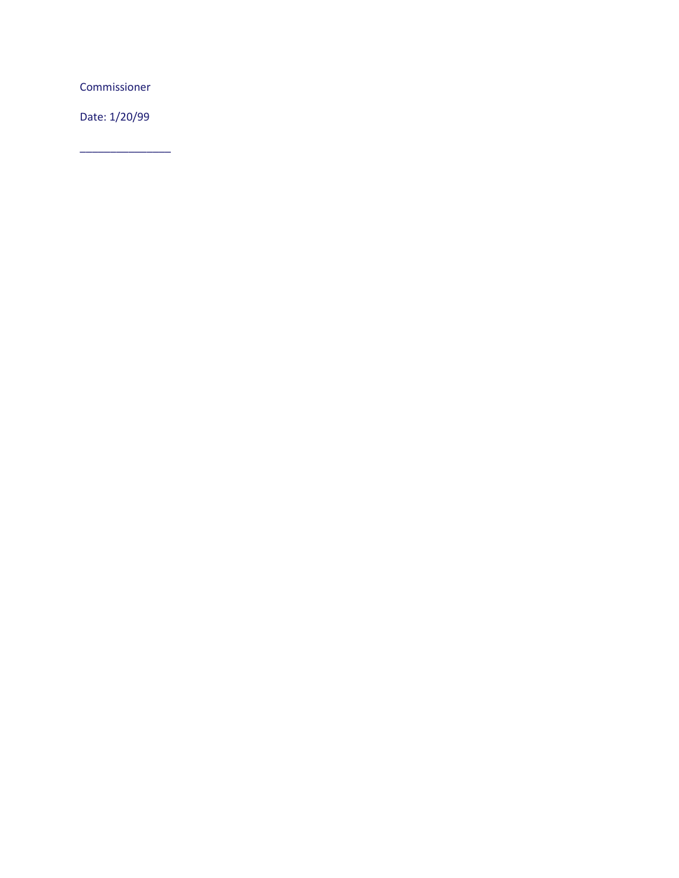Commissioner

Date: 1/20/99

_______________